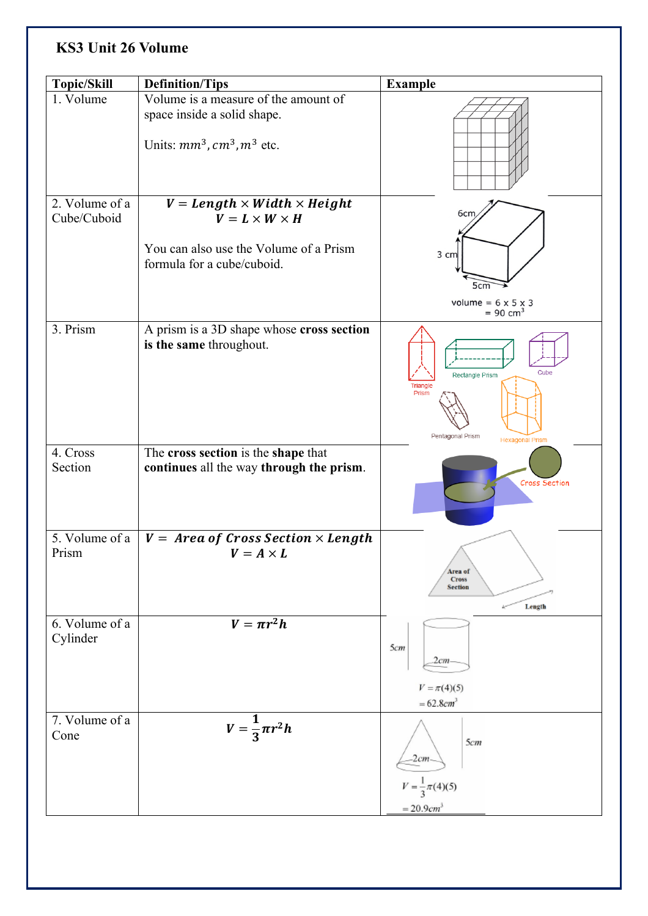# KS3 Unit 26 Volume

| Topic/Skill | Definition/Tips | Example |
|---|---|---|
| 1. Volume | Volume is a measure of the amount of space inside a solid shape.<br><br>Units: $mm^3, cm^3, m^3$ etc. | |
| 2. Volume of a Cube/Cuboid | $V = Length \times Width \times Height$<br>$V = L \times W \times H$<br><br>You can also use the Volume of a Prism formula for a cube/cuboid. | 6cm, 3 cm, 5cm<br>volume = 6 x 5 x 3<br>= 90 $cm^3$ |
| 3. Prism | A prism is a 3D shape whose **cross section is the same** throughout. | Triangle Prism, Rectangle Prism, Cube, Pentagonal Prism, Hexagonal Prism |
| 4. Cross Section | The **cross section** is the **shape** that **continues** all the way **through the prism**. | Cross Section |
| 5. Volume of a Prism | $V = Area\ of\ Cross\ Section \times Length$<br>$V = A \times L$ | Area of Cross Section, Length |
| 6. Volume of a Cylinder | $V = \pi r^2 h$ | 5cm, 2cm<br>$V = \pi(4)(5)$<br>$= 62.8cm^3$ |
| 7. Volume of a Cone | $V = \frac{1}{3}\pi r^2 h$ | 5cm, 2cm<br>$V = \frac{1}{3}\pi(4)(5)$<br>$= 20.9cm^3$ |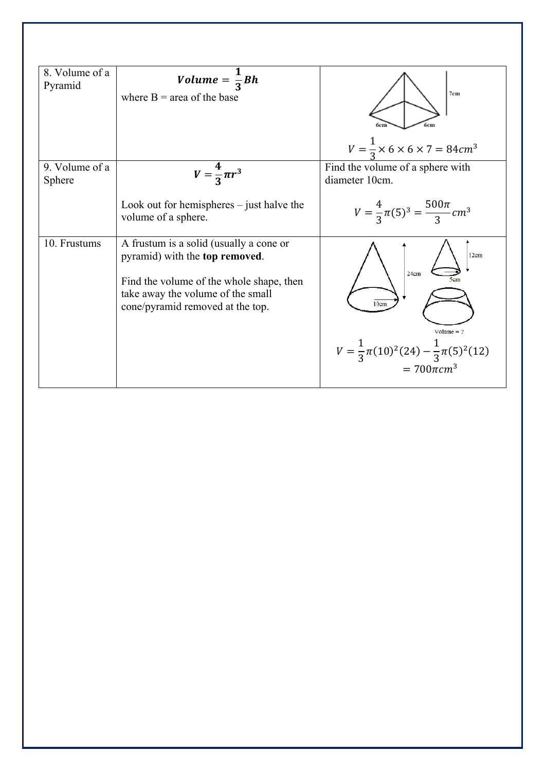| | | |
|---|---|---|
| 8. Volume of a Pyramid | $$\boldsymbol{Volume = \frac{1}{3}Bh}$$ where B = area of the base | 7cm, 6cm, 6cm $V = \frac{1}{3} \times 6 \times 6 \times 7 = 84cm^3$ |
| 9. Volume of a Sphere | $$\boldsymbol{V = \frac{4}{3}\pi r^3}$$ Look out for hemispheres – just halve the volume of a sphere. | Find the volume of a sphere with diameter 10cm. $V = \frac{4}{3}\pi(5)^3 = \frac{500\pi}{3}cm^3$ |
| 10. Frustums | A frustum is a solid (usually a cone or pyramid) with the **top removed**. Find the volume of the whole shape, then take away the volume of the small cone/pyramid removed at the top. | 24cm, 10cm, 12cm, 5cm, Volume = ? $V = \frac{1}{3}\pi(10)^2(24) - \frac{1}{3}\pi(5)^2(12) = 700\pi cm^3$ |